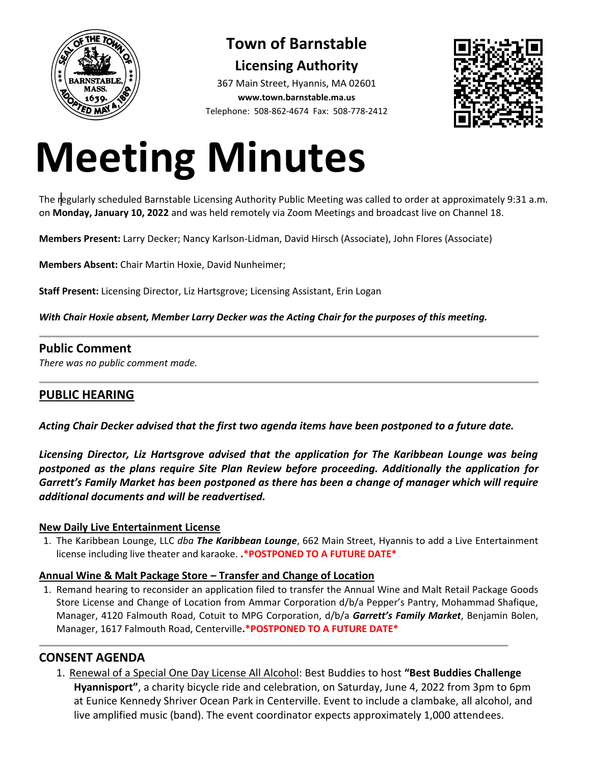# Town of Barnstable

## Licensing Authority

367 Main Street, Hyannis, MA 02601
**www.town.barnstable.ma.us**
Telephone: 508-862-4674 Fax: 508-778-2412

# Meeting Minutes

The regularly scheduled Barnstable Licensing Authority Public Meeting was called to order at approximately 9:31 a.m. on **Monday, January 10, 2022** and was held remotely via Zoom Meetings and broadcast live on Channel 18.

**Members Present:** Larry Decker; Nancy Karlson-Lidman, David Hirsch (Associate), John Flores (Associate)

**Members Absent:** Chair Martin Hoxie, David Nunheimer;

**Staff Present:** Licensing Director, Liz Hartsgrove; Licensing Assistant, Erin Logan

***With Chair Hoxie absent, Member Larry Decker was the Acting Chair for the purposes of this meeting.***

---

## Public Comment

*There was no public comment made.*

---

## PUBLIC HEARING

***Acting Chair Decker advised that the first two agenda items have been postponed to a future date.***

***Licensing Director, Liz Hartsgrove advised that the application for The Karibbean Lounge was being postponed as the plans require Site Plan Review before proceeding. Additionally the application for Garrett's Family Market has been postponed as there has been a change of manager which will require additional documents and will be readvertised.***

**New Daily Live Entertainment License**

1. The Karibbean Lounge, LLC *dba* ***The Karibbean Lounge***, 662 Main Street, Hyannis to add a Live Entertainment license including live theater and karaoke. **.*POSTPONED TO A FUTURE DATE***

**Annual Wine & Malt Package Store – Transfer and Change of Location**

1. Remand hearing to reconsider an application filed to transfer the Annual Wine and Malt Retail Package Goods Store License and Change of Location from Ammar Corporation d/b/a Pepper's Pantry, Mohammad Shafique, Manager, 4120 Falmouth Road, Cotuit to MPG Corporation, d/b/a ***Garrett's Family Market***, Benjamin Bolen, Manager, 1617 Falmouth Road, Centerville**.*POSTPONED TO A FUTURE DATE***

---

## CONSENT AGENDA

1. Renewal of a Special One Day License All Alcohol: Best Buddies to host **"Best Buddies Challenge Hyannisport"**, a charity bicycle ride and celebration, on Saturday, June 4, 2022 from 3pm to 6pm at Eunice Kennedy Shriver Ocean Park in Centerville. Event to include a clambake, all alcohol, and live amplified music (band). The event coordinator expects approximately 1,000 attendees.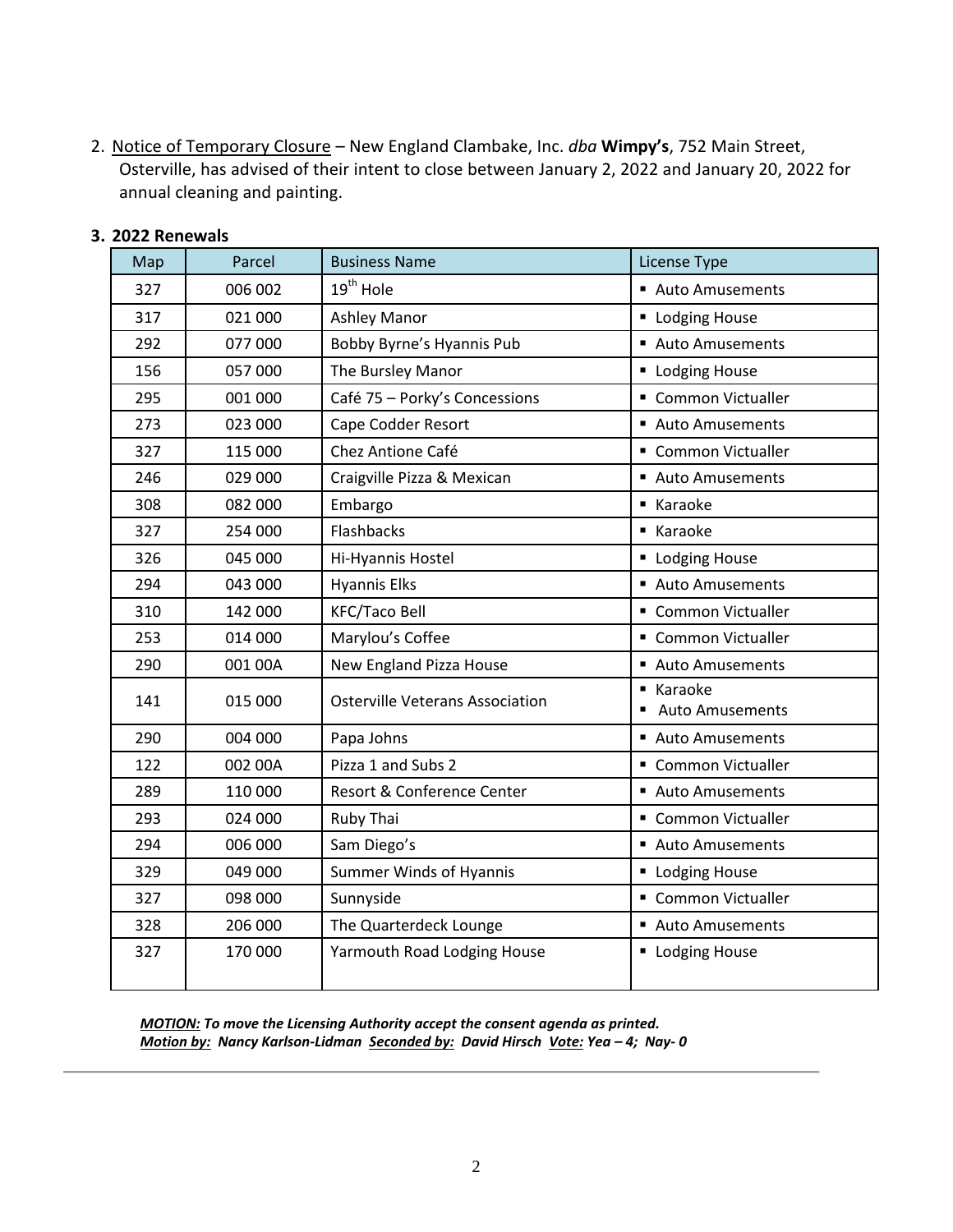2. Notice of Temporary Closure – New England Clambake, Inc. *dba* **Wimpy's**, 752 Main Street, Osterville, has advised of their intent to close between January 2, 2022 and January 20, 2022 for annual cleaning and painting.

**3. 2022 Renewals**

| Map | Parcel | Business Name | License Type |
|---|---|---|---|
| 327 | 006 002 | 19th Hole | ▪ Auto Amusements |
| 317 | 021 000 | Ashley Manor | ▪ Lodging House |
| 292 | 077 000 | Bobby Byrne's Hyannis Pub | ▪ Auto Amusements |
| 156 | 057 000 | The Bursley Manor | ▪ Lodging House |
| 295 | 001 000 | Café 75 – Porky's Concessions | ▪ Common Victualler |
| 273 | 023 000 | Cape Codder Resort | ▪ Auto Amusements |
| 327 | 115 000 | Chez Antione Café | ▪ Common Victualler |
| 246 | 029 000 | Craigville Pizza & Mexican | ▪ Auto Amusements |
| 308 | 082 000 | Embargo | ▪ Karaoke |
| 327 | 254 000 | Flashbacks | ▪ Karaoke |
| 326 | 045 000 | Hi-Hyannis Hostel | ▪ Lodging House |
| 294 | 043 000 | Hyannis Elks | ▪ Auto Amusements |
| 310 | 142 000 | KFC/Taco Bell | ▪ Common Victualler |
| 253 | 014 000 | Marylou's Coffee | ▪ Common Victualler |
| 290 | 001 00A | New England Pizza House | ▪ Auto Amusements |
| 141 | 015 000 | Osterville Veterans Association | ▪ Karaoke ▪ Auto Amusements |
| 290 | 004 000 | Papa Johns | ▪ Auto Amusements |
| 122 | 002 00A | Pizza 1 and Subs 2 | ▪ Common Victualler |
| 289 | 110 000 | Resort & Conference Center | ▪ Auto Amusements |
| 293 | 024 000 | Ruby Thai | ▪ Common Victualler |
| 294 | 006 000 | Sam Diego's | ▪ Auto Amusements |
| 329 | 049 000 | Summer Winds of Hyannis | ▪ Lodging House |
| 327 | 098 000 | Sunnyside | ▪ Common Victualler |
| 328 | 206 000 | The Quarterdeck Lounge | ▪ Auto Amusements |
| 327 | 170 000 | Yarmouth Road Lodging House | ▪ Lodging House |

***MOTION:* To move the Licensing Authority accept the consent agenda as printed.**
***Motion by:* Nancy Karlson-Lidman *Seconded by:* David Hirsch *Vote:* Yea – 4; Nay- 0**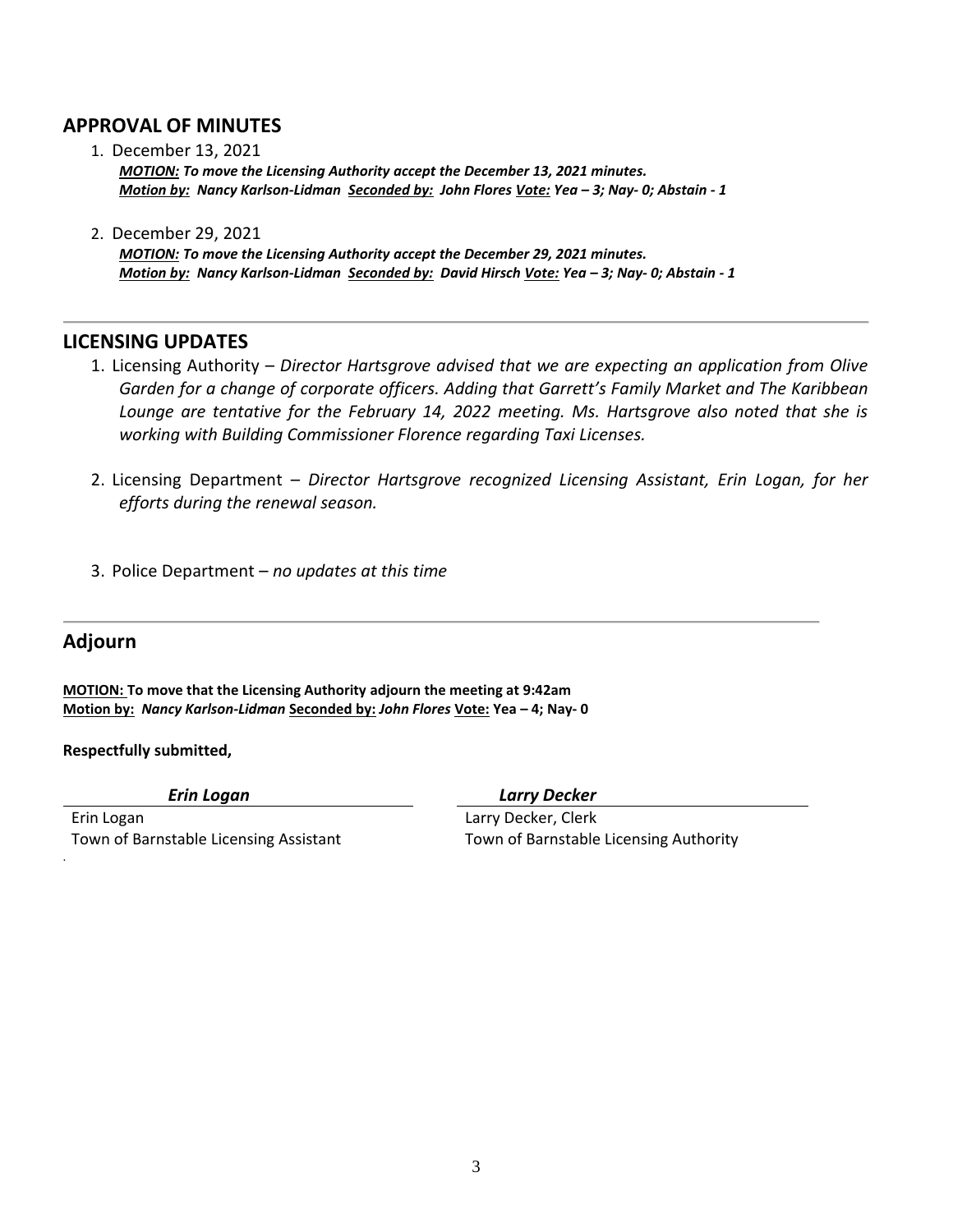## APPROVAL OF MINUTES

1. December 13, 2021
   ***MOTION:** To move the Licensing Authority accept the December 13, 2021 minutes.*
   ***Motion by:** Nancy Karlson-Lidman **Seconded by:** John Flores **Vote:** Yea – 3; Nay- 0; Abstain - 1*

2. December 29, 2021
   ***MOTION:** To move the Licensing Authority accept the December 29, 2021 minutes.*
   ***Motion by:** Nancy Karlson-Lidman **Seconded by:** David Hirsch **Vote:** Yea – 3; Nay- 0; Abstain - 1*

---

## LICENSING UPDATES

1. Licensing Authority – *Director Hartsgrove advised that we are expecting an application from Olive Garden for a change of corporate officers. Adding that Garrett's Family Market and The Karibbean Lounge are tentative for the February 14, 2022 meeting. Ms. Hartsgrove also noted that she is working with Building Commissioner Florence regarding Taxi Licenses.*

2. Licensing Department – *Director Hartsgrove recognized Licensing Assistant, Erin Logan, for her efforts during the renewal season.*

3. Police Department – *no updates at this time*

---

## Adjourn

**MOTION: To move that the Licensing Authority adjourn the meeting at 9:42am**
**Motion by:** ***Nancy Karlson-Lidman*** **Seconded by:** ***John Flores*** **Vote: Yea – 4; Nay- 0**

**Respectfully submitted,**

***Erin Logan***
Erin Logan
Town of Barnstable Licensing Assistant

***Larry Decker***
Larry Decker, Clerk
Town of Barnstable Licensing Authority